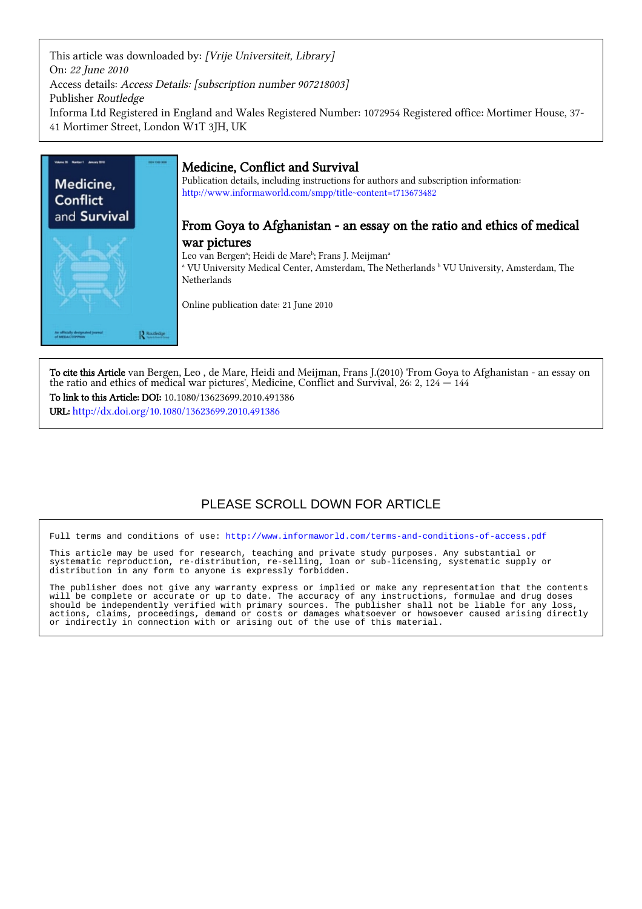This article was downloaded by: *[Vrije Universiteit, Library]*
On: *22 June 2010*
Access details: *Access Details: [subscription number 907218003]*
Publisher *Routledge*
Informa Ltd Registered in England and Wales Registered Number: 1072954 Registered office: Mortimer House, 37-41 Mortimer Street, London W1T 3JH, UK

# Medicine, Conflict and Survival

Publication details, including instructions for authors and subscription information:
http://www.informaworld.com/smpp/title~content=t713673482

## From Goya to Afghanistan - an essay on the ratio and ethics of medical war pictures

Leo van Bergen[a]; Heidi de Mare[b]; Frans J. Meijman[a]
[a] VU University Medical Center, Amsterdam, The Netherlands [b] VU University, Amsterdam, The Netherlands

Online publication date: 21 June 2010

**To cite this Article** van Bergen, Leo , de Mare, Heidi and Meijman, Frans J.(2010) 'From Goya to Afghanistan - an essay on the ratio and ethics of medical war pictures', Medicine, Conflict and Survival, 26: 2, 124 — 144

**To link to this Article: DOI:** 10.1080/13623699.2010.491386

**URL:** http://dx.doi.org/10.1080/13623699.2010.491386

PLEASE SCROLL DOWN FOR ARTICLE

Full terms and conditions of use: http://www.informaworld.com/terms-and-conditions-of-access.pdf

This article may be used for research, teaching and private study purposes. Any substantial or systematic reproduction, re-distribution, re-selling, loan or sub-licensing, systematic supply or distribution in any form to anyone is expressly forbidden.

The publisher does not give any warranty express or implied or make any representation that the contents will be complete or accurate or up to date. The accuracy of any instructions, formulae and drug doses should be independently verified with primary sources. The publisher shall not be liable for any loss, actions, claims, proceedings, demand or costs or damages whatsoever or howsoever caused arising directly or indirectly in connection with or arising out of the use of this material.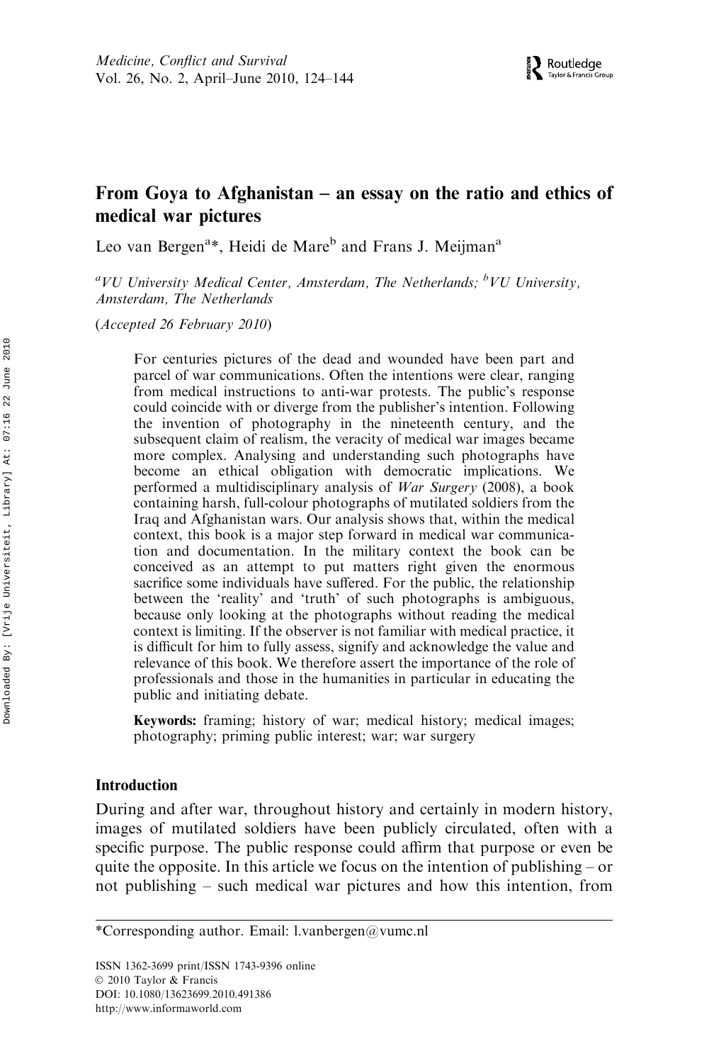# From Goya to Afghanistan – an essay on the ratio and ethics of medical war pictures

Leo van Bergen[a]*, Heidi de Mare[b] and Frans J. Meijman[a]

[a]*VU University Medical Center, Amsterdam, The Netherlands;* [b]*VU University, Amsterdam, The Netherlands*

(*Accepted 26 February 2010*)

For centuries pictures of the dead and wounded have been part and parcel of war communications. Often the intentions were clear, ranging from medical instructions to anti-war protests. The public's response could coincide with or diverge from the publisher's intention. Following the invention of photography in the nineteenth century, and the subsequent claim of realism, the veracity of medical war images became more complex. Analysing and understanding such photographs have become an ethical obligation with democratic implications. We performed a multidisciplinary analysis of *War Surgery* (2008), a book containing harsh, full-colour photographs of mutilated soldiers from the Iraq and Afghanistan wars. Our analysis shows that, within the medical context, this book is a major step forward in medical war communication and documentation. In the military context the book can be conceived as an attempt to put matters right given the enormous sacrifice some individuals have suffered. For the public, the relationship between the 'reality' and 'truth' of such photographs is ambiguous, because only looking at the photographs without reading the medical context is limiting. If the observer is not familiar with medical practice, it is difficult for him to fully assess, signify and acknowledge the value and relevance of this book. We therefore assert the importance of the role of professionals and those in the humanities in particular in educating the public and initiating debate.

**Keywords:** framing; history of war; medical history; medical images; photography; priming public interest; war; war surgery

## Introduction

During and after war, throughout history and certainly in modern history, images of mutilated soldiers have been publicly circulated, often with a specific purpose. The public response could affirm that purpose or even be quite the opposite. In this article we focus on the intention of publishing – or not publishing – such medical war pictures and how this intention, from

*Corresponding author. Email: l.vanbergen@vumc.nl

ISSN 1362-3699 print/ISSN 1743-9396 online
© 2010 Taylor & Francis
DOI: 10.1080/13623699.2010.491386
http://www.informaworld.com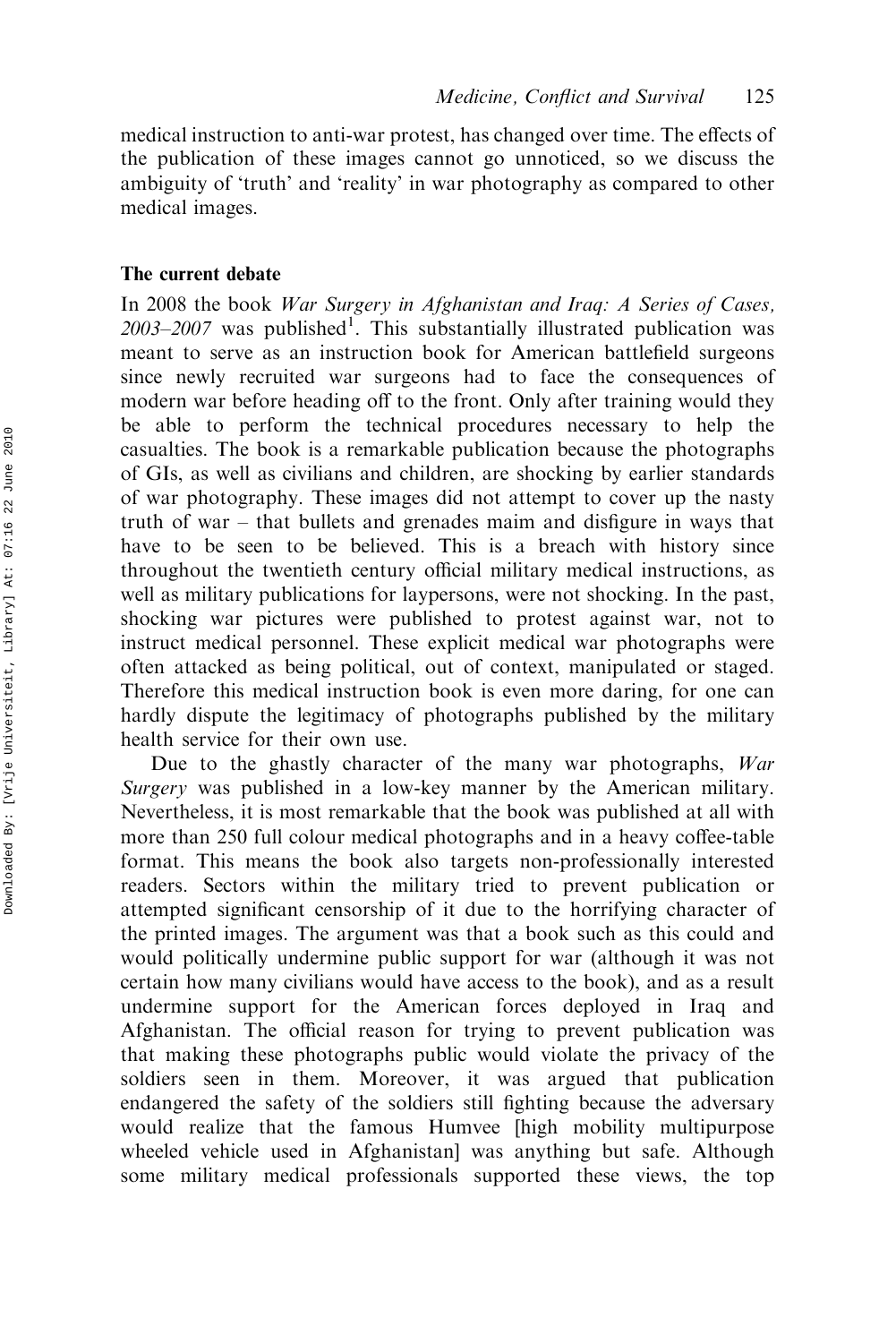medical instruction to anti-war protest, has changed over time. The effects of the publication of these images cannot go unnoticed, so we discuss the ambiguity of 'truth' and 'reality' in war photography as compared to other medical images.

## The current debate

In 2008 the book *War Surgery in Afghanistan and Iraq: A Series of Cases, 2003–2007* was published[1]. This substantially illustrated publication was meant to serve as an instruction book for American battlefield surgeons since newly recruited war surgeons had to face the consequences of modern war before heading off to the front. Only after training would they be able to perform the technical procedures necessary to help the casualties. The book is a remarkable publication because the photographs of GIs, as well as civilians and children, are shocking by earlier standards of war photography. These images did not attempt to cover up the nasty truth of war – that bullets and grenades maim and disfigure in ways that have to be seen to be believed. This is a breach with history since throughout the twentieth century official military medical instructions, as well as military publications for laypersons, were not shocking. In the past, shocking war pictures were published to protest against war, not to instruct medical personnel. These explicit medical war photographs were often attacked as being political, out of context, manipulated or staged. Therefore this medical instruction book is even more daring, for one can hardly dispute the legitimacy of photographs published by the military health service for their own use.

Due to the ghastly character of the many war photographs, *War Surgery* was published in a low-key manner by the American military. Nevertheless, it is most remarkable that the book was published at all with more than 250 full colour medical photographs and in a heavy coffee-table format. This means the book also targets non-professionally interested readers. Sectors within the military tried to prevent publication or attempted significant censorship of it due to the horrifying character of the printed images. The argument was that a book such as this could and would politically undermine public support for war (although it was not certain how many civilians would have access to the book), and as a result undermine support for the American forces deployed in Iraq and Afghanistan. The official reason for trying to prevent publication was that making these photographs public would violate the privacy of the soldiers seen in them. Moreover, it was argued that publication endangered the safety of the soldiers still fighting because the adversary would realize that the famous Humvee [high mobility multipurpose wheeled vehicle used in Afghanistan] was anything but safe. Although some military medical professionals supported these views, the top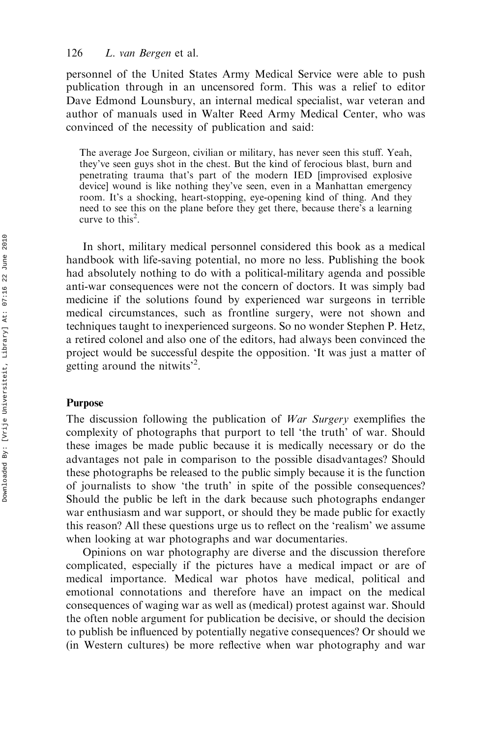personnel of the United States Army Medical Service were able to push publication through in an uncensored form. This was a relief to editor Dave Edmond Lounsbury, an internal medical specialist, war veteran and author of manuals used in Walter Reed Army Medical Center, who was convinced of the necessity of publication and said:

> The average Joe Surgeon, civilian or military, has never seen this stuff. Yeah, they've seen guys shot in the chest. But the kind of ferocious blast, burn and penetrating trauma that's part of the modern IED [improvised explosive device] wound is like nothing they've seen, even in a Manhattan emergency room. It's a shocking, heart-stopping, eye-opening kind of thing. And they need to see this on the plane before they get there, because there's a learning curve to this[2].

In short, military medical personnel considered this book as a medical handbook with life-saving potential, no more no less. Publishing the book had absolutely nothing to do with a political-military agenda and possible anti-war consequences were not the concern of doctors. It was simply bad medicine if the solutions found by experienced war surgeons in terrible medical circumstances, such as frontline surgery, were not shown and techniques taught to inexperienced surgeons. So no wonder Stephen P. Hetz, a retired colonel and also one of the editors, had always been convinced the project would be successful despite the opposition. 'It was just a matter of getting around the nitwits'[2].

## Purpose

The discussion following the publication of *War Surgery* exemplifies the complexity of photographs that purport to tell 'the truth' of war. Should these images be made public because it is medically necessary or do the advantages not pale in comparison to the possible disadvantages? Should these photographs be released to the public simply because it is the function of journalists to show 'the truth' in spite of the possible consequences? Should the public be left in the dark because such photographs endanger war enthusiasm and war support, or should they be made public for exactly this reason? All these questions urge us to reflect on the 'realism' we assume when looking at war photographs and war documentaries.

Opinions on war photography are diverse and the discussion therefore complicated, especially if the pictures have a medical impact or are of medical importance. Medical war photos have medical, political and emotional connotations and therefore have an impact on the medical consequences of waging war as well as (medical) protest against war. Should the often noble argument for publication be decisive, or should the decision to publish be influenced by potentially negative consequences? Or should we (in Western cultures) be more reflective when war photography and war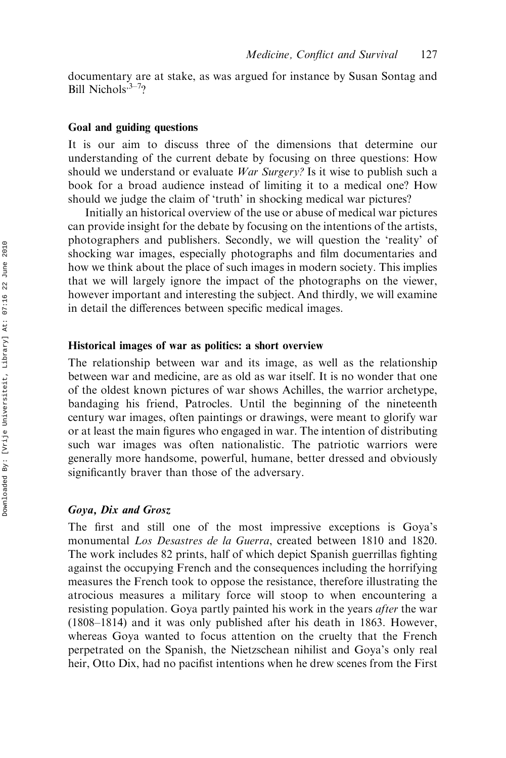documentary are at stake, as was argued for instance by Susan Sontag and Bill Nichols.[3–7]?

### Goal and guiding questions

It is our aim to discuss three of the dimensions that determine our understanding of the current debate by focusing on three questions: How should we understand or evaluate *War Surgery?* Is it wise to publish such a book for a broad audience instead of limiting it to a medical one? How should we judge the claim of 'truth' in shocking medical war pictures?

Initially an historical overview of the use or abuse of medical war pictures can provide insight for the debate by focusing on the intentions of the artists, photographers and publishers. Secondly, we will question the 'reality' of shocking war images, especially photographs and film documentaries and how we think about the place of such images in modern society. This implies that we will largely ignore the impact of the photographs on the viewer, however important and interesting the subject. And thirdly, we will examine in detail the differences between specific medical images.

### Historical images of war as politics: a short overview

The relationship between war and its image, as well as the relationship between war and medicine, are as old as war itself. It is no wonder that one of the oldest known pictures of war shows Achilles, the warrior archetype, bandaging his friend, Patrocles. Until the beginning of the nineteenth century war images, often paintings or drawings, were meant to glorify war or at least the main figures who engaged in war. The intention of distributing such war images was often nationalistic. The patriotic warriors were generally more handsome, powerful, humane, better dressed and obviously significantly braver than those of the adversary.

#### *Goya, Dix and Grosz*

The first and still one of the most impressive exceptions is Goya's monumental *Los Desastres de la Guerra*, created between 1810 and 1820. The work includes 82 prints, half of which depict Spanish guerrillas fighting against the occupying French and the consequences including the horrifying measures the French took to oppose the resistance, therefore illustrating the atrocious measures a military force will stoop to when encountering a resisting population. Goya partly painted his work in the years *after* the war (1808–1814) and it was only published after his death in 1863. However, whereas Goya wanted to focus attention on the cruelty that the French perpetrated on the Spanish, the Nietzschean nihilist and Goya's only real heir, Otto Dix, had no pacifist intentions when he drew scenes from the First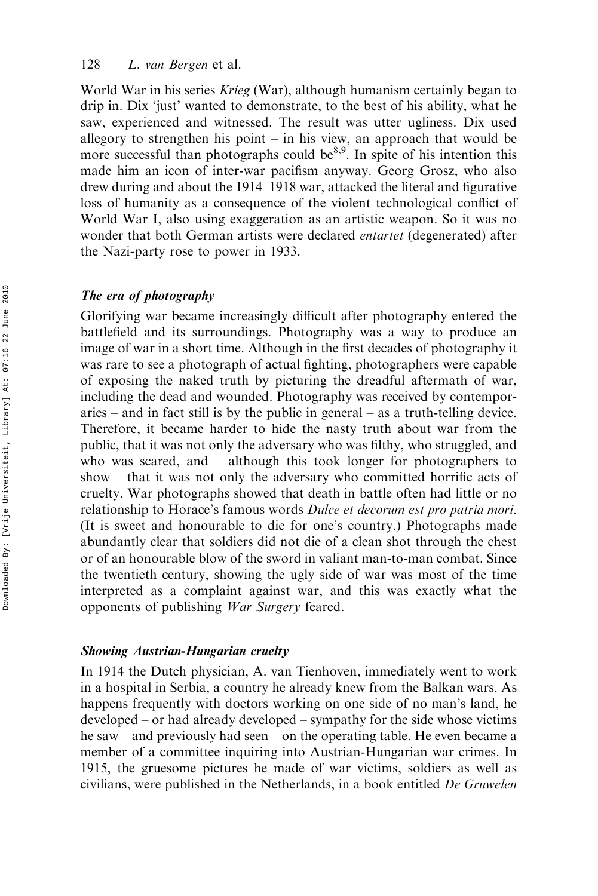World War in his series *Krieg* (War), although humanism certainly began to drip in. Dix 'just' wanted to demonstrate, to the best of his ability, what he saw, experienced and witnessed. The result was utter ugliness. Dix used allegory to strengthen his point – in his view, an approach that would be more successful than photographs could be[8,9]. In spite of his intention this made him an icon of inter-war pacifism anyway. Georg Grosz, who also drew during and about the 1914–1918 war, attacked the literal and figurative loss of humanity as a consequence of the violent technological conflict of World War I, also using exaggeration as an artistic weapon. So it was no wonder that both German artists were declared *entartet* (degenerated) after the Nazi-party rose to power in 1933.

### *The era of photography*

Glorifying war became increasingly difficult after photography entered the battlefield and its surroundings. Photography was a way to produce an image of war in a short time. Although in the first decades of photography it was rare to see a photograph of actual fighting, photographers were capable of exposing the naked truth by picturing the dreadful aftermath of war, including the dead and wounded. Photography was received by contemporaries – and in fact still is by the public in general – as a truth-telling device. Therefore, it became harder to hide the nasty truth about war from the public, that it was not only the adversary who was filthy, who struggled, and who was scared, and – although this took longer for photographers to show – that it was not only the adversary who committed horrific acts of cruelty. War photographs showed that death in battle often had little or no relationship to Horace's famous words *Dulce et decorum est pro patria mori.* (It is sweet and honourable to die for one's country.) Photographs made abundantly clear that soldiers did not die of a clean shot through the chest or of an honourable blow of the sword in valiant man-to-man combat. Since the twentieth century, showing the ugly side of war was most of the time interpreted as a complaint against war, and this was exactly what the opponents of publishing *War Surgery* feared.

### *Showing Austrian-Hungarian cruelty*

In 1914 the Dutch physician, A. van Tienhoven, immediately went to work in a hospital in Serbia, a country he already knew from the Balkan wars. As happens frequently with doctors working on one side of no man's land, he developed – or had already developed – sympathy for the side whose victims he saw – and previously had seen – on the operating table. He even became a member of a committee inquiring into Austrian-Hungarian war crimes. In 1915, the gruesome pictures he made of war victims, soldiers as well as civilians, were published in the Netherlands, in a book entitled *De Gruwelen*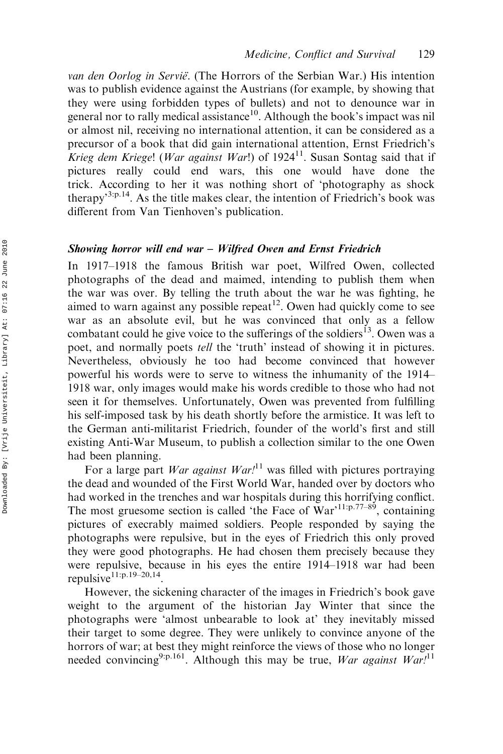*van den Oorlog in Servië*. (The Horrors of the Serbian War.) His intention was to publish evidence against the Austrians (for example, by showing that they were using forbidden types of bullets) and not to denounce war in general nor to rally medical assistance[10]. Although the book's impact was nil or almost nil, receiving no international attention, it can be considered as a precursor of a book that did gain international attention, Ernst Friedrich's *Krieg dem Kriege*! (*War against War*!) of 1924[11]. Susan Sontag said that if pictures really could end wars, this one would have done the trick. According to her it was nothing short of 'photography as shock therapy'[3:p.14]. As the title makes clear, the intention of Friedrich's book was different from Van Tienhoven's publication.

### *Showing horror will end war – Wilfred Owen and Ernst Friedrich*

In 1917–1918 the famous British war poet, Wilfred Owen, collected photographs of the dead and maimed, intending to publish them when the war was over. By telling the truth about the war he was fighting, he aimed to warn against any possible repeat[12]. Owen had quickly come to see war as an absolute evil, but he was convinced that only as a fellow combatant could he give voice to the sufferings of the soldiers[13]. Owen was a poet, and normally poets *tell* the 'truth' instead of showing it in pictures. Nevertheless, obviously he too had become convinced that however powerful his words were to serve to witness the inhumanity of the 1914–1918 war, only images would make his words credible to those who had not seen it for themselves. Unfortunately, Owen was prevented from fulfilling his self-imposed task by his death shortly before the armistice. It was left to the German anti-militarist Friedrich, founder of the world's first and still existing Anti-War Museum, to publish a collection similar to the one Owen had been planning.

For a large part *War against War!*[11] was filled with pictures portraying the dead and wounded of the First World War, handed over by doctors who had worked in the trenches and war hospitals during this horrifying conflict. The most gruesome section is called 'the Face of War'[11:p.77–89], containing pictures of execrably maimed soldiers. People responded by saying the photographs were repulsive, but in the eyes of Friedrich this only proved they were good photographs. He had chosen them precisely because they were repulsive, because in his eyes the entire 1914–1918 war had been repulsive[11:p.19–20,14].

However, the sickening character of the images in Friedrich's book gave weight to the argument of the historian Jay Winter that since the photographs were 'almost unbearable to look at' they inevitably missed their target to some degree. They were unlikely to convince anyone of the horrors of war; at best they might reinforce the views of those who no longer needed convincing[9:p.161]. Although this may be true, *War against War!*[11]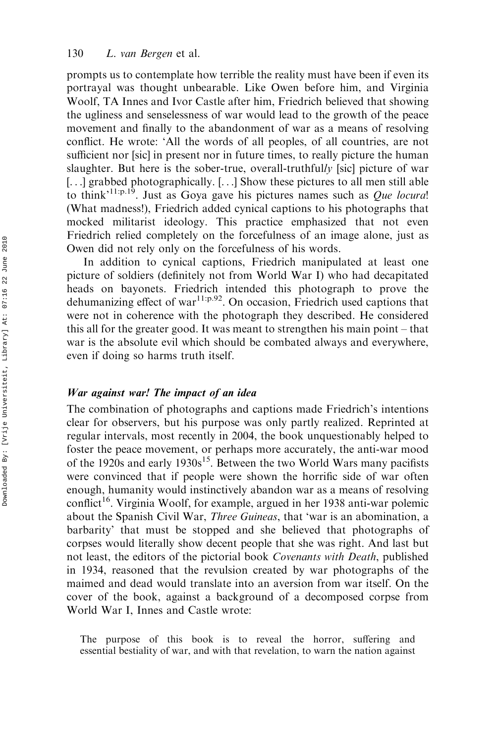prompts us to contemplate how terrible the reality must have been if even its portrayal was thought unbearable. Like Owen before him, and Virginia Woolf, TA Innes and Ivor Castle after him, Friedrich believed that showing the ugliness and senselessness of war would lead to the growth of the peace movement and finally to the abandonment of war as a means of resolving conflict. He wrote: 'All the words of all peoples, of all countries, are not sufficient nor [sic] in present nor in future times, to really picture the human slaughter. But here is the sober-true, overall-truthful*ly* [sic] picture of war [...] grabbed photographically. [...] Show these pictures to all men still able to think'[11:p.19]. Just as Goya gave his pictures names such as *Que locura*! (What madness!), Friedrich added cynical captions to his photographs that mocked militarist ideology. This practice emphasized that not even Friedrich relied completely on the forcefulness of an image alone, just as Owen did not rely only on the forcefulness of his words.

In addition to cynical captions, Friedrich manipulated at least one picture of soldiers (definitely not from World War I) who had decapitated heads on bayonets. Friedrich intended this photograph to prove the dehumanizing effect of war[11:p.92]. On occasion, Friedrich used captions that were not in coherence with the photograph they described. He considered this all for the greater good. It was meant to strengthen his main point – that war is the absolute evil which should be combated always and everywhere, even if doing so harms truth itself.

### *War against war! The impact of an idea*

The combination of photographs and captions made Friedrich's intentions clear for observers, but his purpose was only partly realized. Reprinted at regular intervals, most recently in 2004, the book unquestionably helped to foster the peace movement, or perhaps more accurately, the anti-war mood of the 1920s and early 1930s[15]. Between the two World Wars many pacifists were convinced that if people were shown the horrific side of war often enough, humanity would instinctively abandon war as a means of resolving conflict[16]. Virginia Woolf, for example, argued in her 1938 anti-war polemic about the Spanish Civil War, *Three Guineas*, that 'war is an abomination, a barbarity' that must be stopped and she believed that photographs of corpses would literally show decent people that she was right. And last but not least, the editors of the pictorial book *Covenants with Death*, published in 1934, reasoned that the revulsion created by war photographs of the maimed and dead would translate into an aversion from war itself. On the cover of the book, against a background of a decomposed corpse from World War I, Innes and Castle wrote:

> The purpose of this book is to reveal the horror, suffering and essential bestiality of war, and with that revelation, to warn the nation against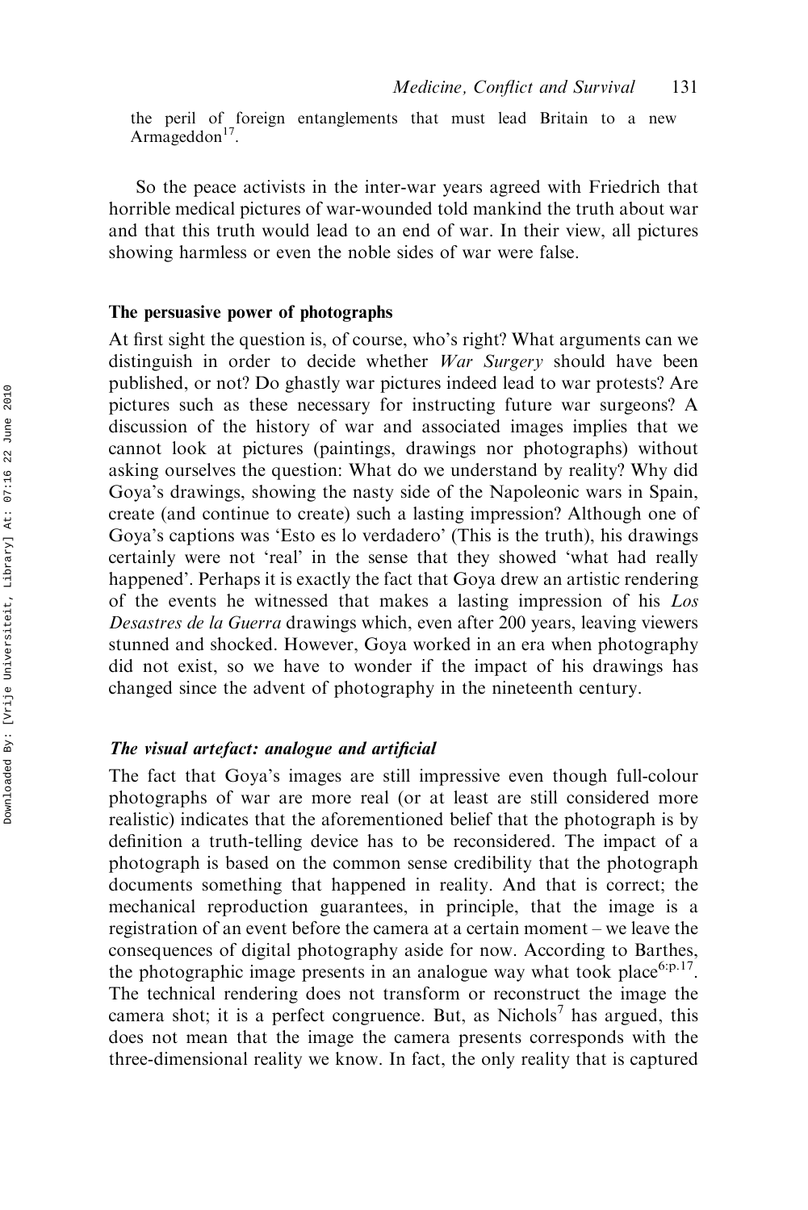the peril of foreign entanglements that must lead Britain to a new Armageddon[17].

So the peace activists in the inter-war years agreed with Friedrich that horrible medical pictures of war-wounded told mankind the truth about war and that this truth would lead to an end of war. In their view, all pictures showing harmless or even the noble sides of war were false.

## The persuasive power of photographs

At first sight the question is, of course, who's right? What arguments can we distinguish in order to decide whether *War Surgery* should have been published, or not? Do ghastly war pictures indeed lead to war protests? Are pictures such as these necessary for instructing future war surgeons? A discussion of the history of war and associated images implies that we cannot look at pictures (paintings, drawings nor photographs) without asking ourselves the question: What do we understand by reality? Why did Goya's drawings, showing the nasty side of the Napoleonic wars in Spain, create (and continue to create) such a lasting impression? Although one of Goya's captions was 'Esto es lo verdadero' (This is the truth), his drawings certainly were not 'real' in the sense that they showed 'what had really happened'. Perhaps it is exactly the fact that Goya drew an artistic rendering of the events he witnessed that makes a lasting impression of his *Los Desastres de la Guerra* drawings which, even after 200 years, leaving viewers stunned and shocked. However, Goya worked in an era when photography did not exist, so we have to wonder if the impact of his drawings has changed since the advent of photography in the nineteenth century.

### *The visual artefact: analogue and artificial*

The fact that Goya's images are still impressive even though full-colour photographs of war are more real (or at least are still considered more realistic) indicates that the aforementioned belief that the photograph is by definition a truth-telling device has to be reconsidered. The impact of a photograph is based on the common sense credibility that the photograph documents something that happened in reality. And that is correct; the mechanical reproduction guarantees, in principle, that the image is a registration of an event before the camera at a certain moment – we leave the consequences of digital photography aside for now. According to Barthes, the photographic image presents in an analogue way what took place[6:p.17]. The technical rendering does not transform or reconstruct the image the camera shot; it is a perfect congruence. But, as Nichols[7] has argued, this does not mean that the image the camera presents corresponds with the three-dimensional reality we know. In fact, the only reality that is captured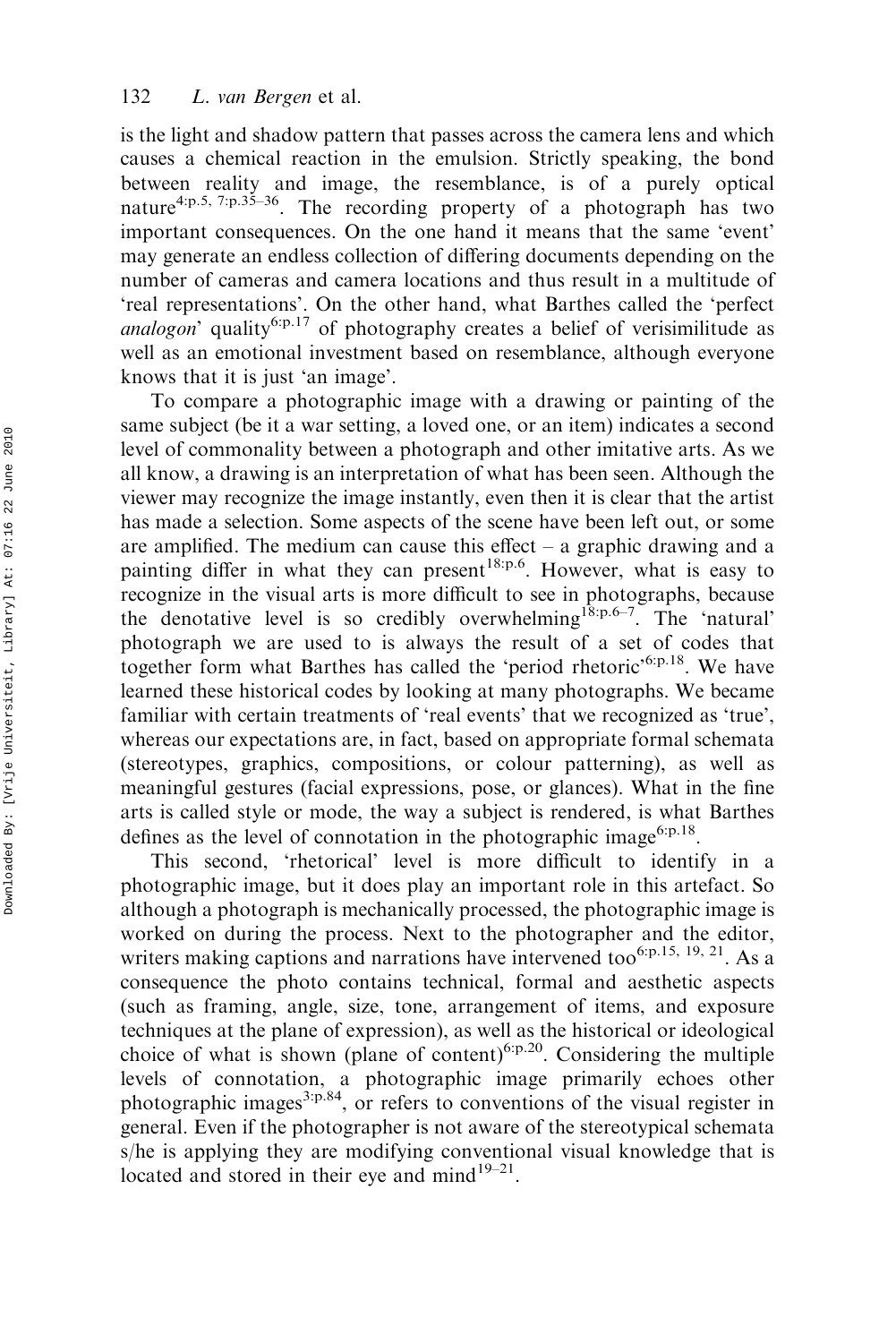is the light and shadow pattern that passes across the camera lens and which causes a chemical reaction in the emulsion. Strictly speaking, the bond between reality and image, the resemblance, is of a purely optical nature[4:p.5, 7:p.35–36]. The recording property of a photograph has two important consequences. On the one hand it means that the same 'event' may generate an endless collection of differing documents depending on the number of cameras and camera locations and thus result in a multitude of 'real representations'. On the other hand, what Barthes called the 'perfect *analogon*' quality[6:p.17] of photography creates a belief of verisimilitude as well as an emotional investment based on resemblance, although everyone knows that it is just 'an image'.

To compare a photographic image with a drawing or painting of the same subject (be it a war setting, a loved one, or an item) indicates a second level of commonality between a photograph and other imitative arts. As we all know, a drawing is an interpretation of what has been seen. Although the viewer may recognize the image instantly, even then it is clear that the artist has made a selection. Some aspects of the scene have been left out, or some are amplified. The medium can cause this effect – a graphic drawing and a painting differ in what they can present[18:p.6]. However, what is easy to recognize in the visual arts is more difficult to see in photographs, because the denotative level is so credibly overwhelming[18:p.6–7]. The 'natural' photograph we are used to is always the result of a set of codes that together form what Barthes has called the 'period rhetoric'[6:p.18]. We have learned these historical codes by looking at many photographs. We became familiar with certain treatments of 'real events' that we recognized as 'true', whereas our expectations are, in fact, based on appropriate formal schemata (stereotypes, graphics, compositions, or colour patterning), as well as meaningful gestures (facial expressions, pose, or glances). What in the fine arts is called style or mode, the way a subject is rendered, is what Barthes defines as the level of connotation in the photographic image[6:p.18].

This second, 'rhetorical' level is more difficult to identify in a photographic image, but it does play an important role in this artefact. So although a photograph is mechanically processed, the photographic image is worked on during the process. Next to the photographer and the editor, writers making captions and narrations have intervened too[6:p.15, 19, 21]. As a consequence the photo contains technical, formal and aesthetic aspects (such as framing, angle, size, tone, arrangement of items, and exposure techniques at the plane of expression), as well as the historical or ideological choice of what is shown (plane of content)[6:p.20]. Considering the multiple levels of connotation, a photographic image primarily echoes other photographic images[3:p.84], or refers to conventions of the visual register in general. Even if the photographer is not aware of the stereotypical schemata s/he is applying they are modifying conventional visual knowledge that is located and stored in their eye and mind[19–21].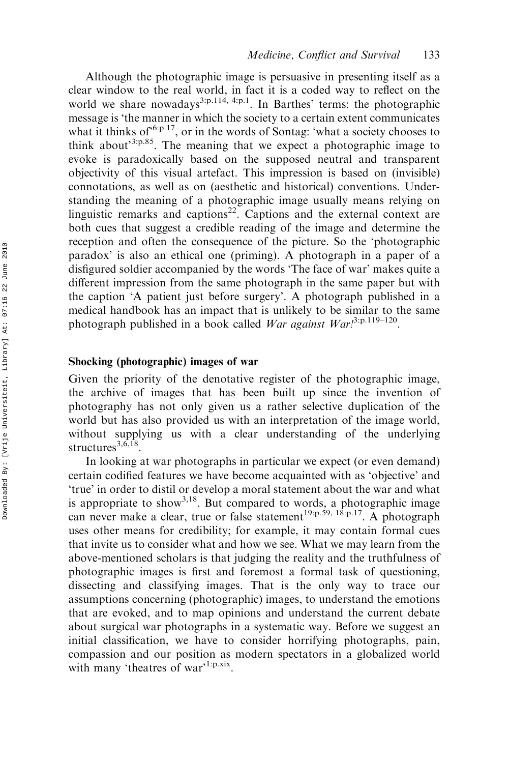Although the photographic image is persuasive in presenting itself as a clear window to the real world, in fact it is a coded way to reflect on the world we share nowadays[3:p.114, 4:p.1]. In Barthes' terms: the photographic message is 'the manner in which the society to a certain extent communicates what it thinks of'[6:p.17], or in the words of Sontag: 'what a society chooses to think about'[3:p.85]. The meaning that we expect a photographic image to evoke is paradoxically based on the supposed neutral and transparent objectivity of this visual artefact. This impression is based on (invisible) connotations, as well as on (aesthetic and historical) conventions. Understanding the meaning of a photographic image usually means relying on linguistic remarks and captions[22]. Captions and the external context are both cues that suggest a credible reading of the image and determine the reception and often the consequence of the picture. So the 'photographic paradox' is also an ethical one (priming). A photograph in a paper of a disfigured soldier accompanied by the words 'The face of war' makes quite a different impression from the same photograph in the same paper but with the caption 'A patient just before surgery'. A photograph published in a medical handbook has an impact that is unlikely to be similar to the same photograph published in a book called *War against War!*[3:p.119–120].

## Shocking (photographic) images of war

Given the priority of the denotative register of the photographic image, the archive of images that has been built up since the invention of photography has not only given us a rather selective duplication of the world but has also provided us with an interpretation of the image world, without supplying us with a clear understanding of the underlying structures[3,6,18].

In looking at war photographs in particular we expect (or even demand) certain codified features we have become acquainted with as 'objective' and 'true' in order to distil or develop a moral statement about the war and what is appropriate to show[3,18]. But compared to words, a photographic image can never make a clear, true or false statement[19:p.59, 18:p.17]. A photograph uses other means for credibility; for example, it may contain formal cues that invite us to consider what and how we see. What we may learn from the above-mentioned scholars is that judging the reality and the truthfulness of photographic images is first and foremost a formal task of questioning, dissecting and classifying images. That is the only way to trace our assumptions concerning (photographic) images, to understand the emotions that are evoked, and to map opinions and understand the current debate about surgical war photographs in a systematic way. Before we suggest an initial classification, we have to consider horrifying photographs, pain, compassion and our position as modern spectators in a globalized world with many 'theatres of war'[1:p.xix].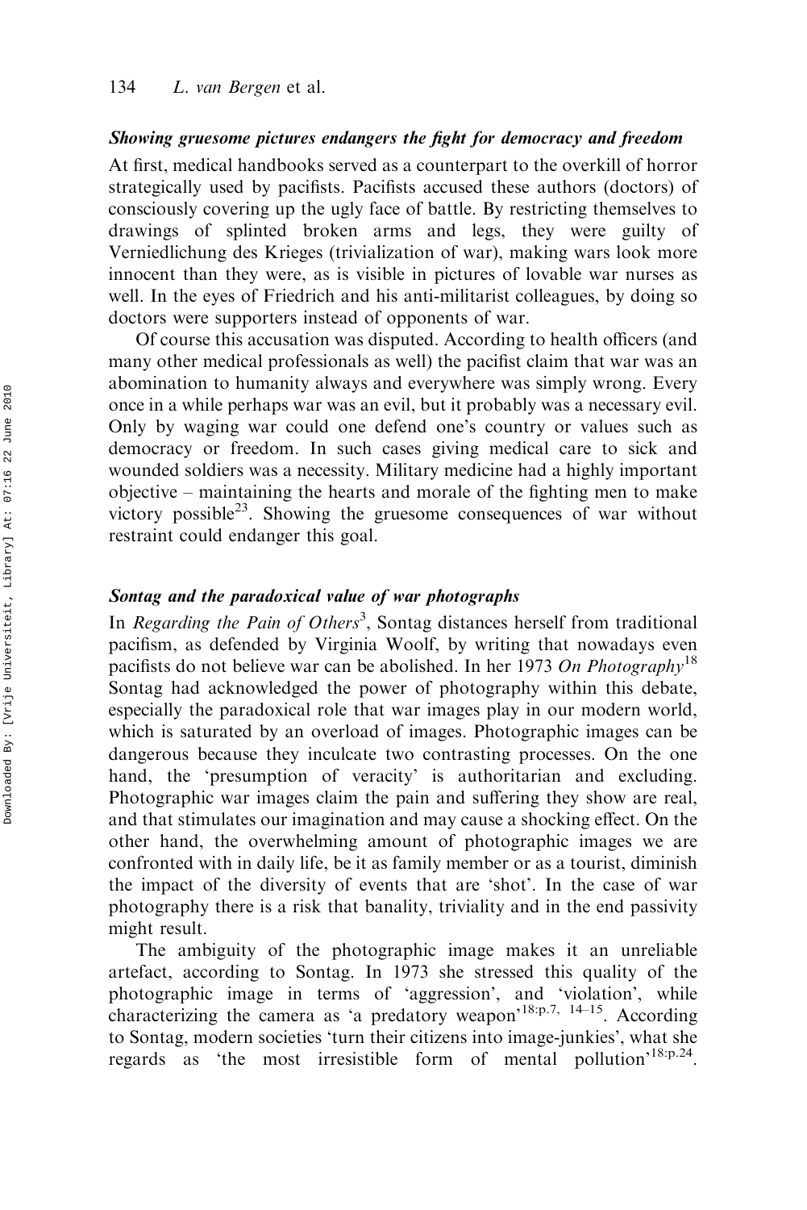### *Showing gruesome pictures endangers the fight for democracy and freedom*

At first, medical handbooks served as a counterpart to the overkill of horror strategically used by pacifists. Pacifists accused these authors (doctors) of consciously covering up the ugly face of battle. By restricting themselves to drawings of splinted broken arms and legs, they were guilty of Verniedlichung des Krieges (trivialization of war), making wars look more innocent than they were, as is visible in pictures of lovable war nurses as well. In the eyes of Friedrich and his anti-militarist colleagues, by doing so doctors were supporters instead of opponents of war.

Of course this accusation was disputed. According to health officers (and many other medical professionals as well) the pacifist claim that war was an abomination to humanity always and everywhere was simply wrong. Every once in a while perhaps war was an evil, but it probably was a necessary evil. Only by waging war could one defend one's country or values such as democracy or freedom. In such cases giving medical care to sick and wounded soldiers was a necessity. Military medicine had a highly important objective – maintaining the hearts and morale of the fighting men to make victory possible[23]. Showing the gruesome consequences of war without restraint could endanger this goal.

### *Sontag and the paradoxical value of war photographs*

In *Regarding the Pain of Others*[3], Sontag distances herself from traditional pacifism, as defended by Virginia Woolf, by writing that nowadays even pacifists do not believe war can be abolished. In her 1973 *On Photography*[18] Sontag had acknowledged the power of photography within this debate, especially the paradoxical role that war images play in our modern world, which is saturated by an overload of images. Photographic images can be dangerous because they inculcate two contrasting processes. On the one hand, the 'presumption of veracity' is authoritarian and excluding. Photographic war images claim the pain and suffering they show are real, and that stimulates our imagination and may cause a shocking effect. On the other hand, the overwhelming amount of photographic images we are confronted with in daily life, be it as family member or as a tourist, diminish the impact of the diversity of events that are 'shot'. In the case of war photography there is a risk that banality, triviality and in the end passivity might result.

The ambiguity of the photographic image makes it an unreliable artefact, according to Sontag. In 1973 she stressed this quality of the photographic image in terms of 'aggression', and 'violation', while characterizing the camera as 'a predatory weapon'[18:p.7, 14–15]. According to Sontag, modern societies 'turn their citizens into image-junkies', what she regards as 'the most irresistible form of mental pollution'[18:p.24].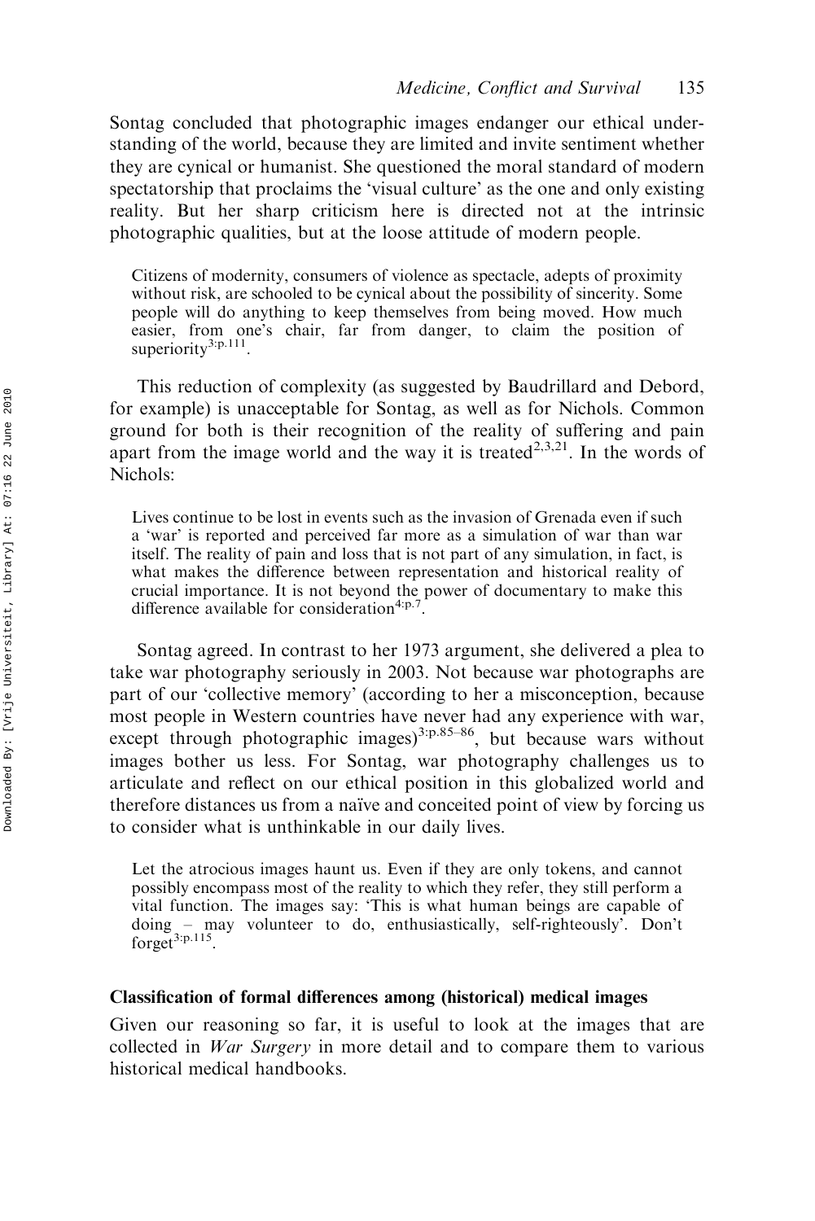Sontag concluded that photographic images endanger our ethical understanding of the world, because they are limited and invite sentiment whether they are cynical or humanist. She questioned the moral standard of modern spectatorship that proclaims the 'visual culture' as the one and only existing reality. But her sharp criticism here is directed not at the intrinsic photographic qualities, but at the loose attitude of modern people.

> Citizens of modernity, consumers of violence as spectacle, adepts of proximity without risk, are schooled to be cynical about the possibility of sincerity. Some people will do anything to keep themselves from being moved. How much easier, from one's chair, far from danger, to claim the position of superiority[3:p.111].

This reduction of complexity (as suggested by Baudrillard and Debord, for example) is unacceptable for Sontag, as well as for Nichols. Common ground for both is their recognition of the reality of suffering and pain apart from the image world and the way it is treated[2,3,21]. In the words of Nichols:

> Lives continue to be lost in events such as the invasion of Grenada even if such a 'war' is reported and perceived far more as a simulation of war than war itself. The reality of pain and loss that is not part of any simulation, in fact, is what makes the difference between representation and historical reality of crucial importance. It is not beyond the power of documentary to make this difference available for consideration[4:p.7].

Sontag agreed. In contrast to her 1973 argument, she delivered a plea to take war photography seriously in 2003. Not because war photographs are part of our 'collective memory' (according to her a misconception, because most people in Western countries have never had any experience with war, except through photographic images)[3:p.85–86], but because wars without images bother us less. For Sontag, war photography challenges us to articulate and reflect on our ethical position in this globalized world and therefore distances us from a naïve and conceited point of view by forcing us to consider what is unthinkable in our daily lives.

> Let the atrocious images haunt us. Even if they are only tokens, and cannot possibly encompass most of the reality to which they refer, they still perform a vital function. The images say: 'This is what human beings are capable of doing – may volunteer to do, enthusiastically, self-righteously'. Don't forget[3:p.115].

### Classification of formal differences among (historical) medical images

Given our reasoning so far, it is useful to look at the images that are collected in *War Surgery* in more detail and to compare them to various historical medical handbooks.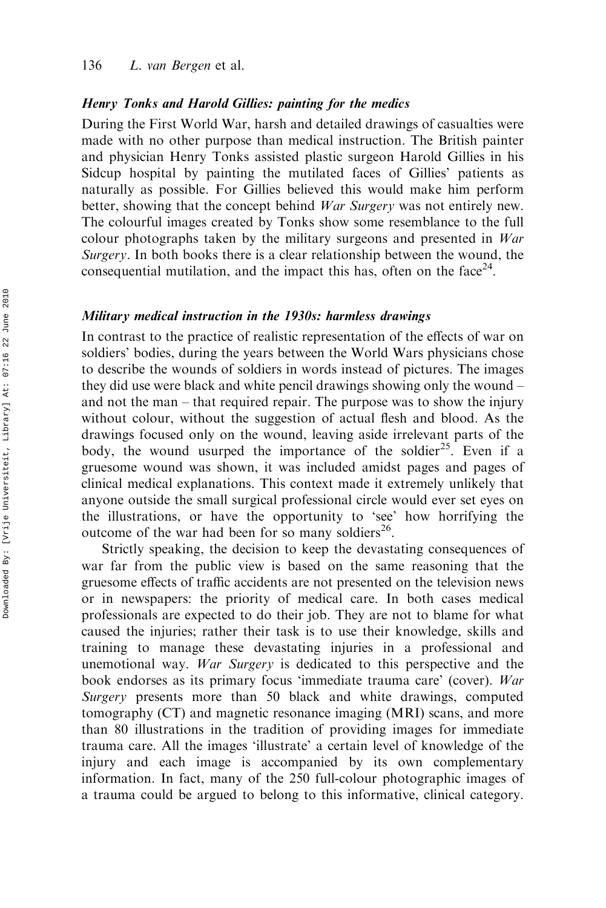### *Henry Tonks and Harold Gillies: painting for the medics*

During the First World War, harsh and detailed drawings of casualties were made with no other purpose than medical instruction. The British painter and physician Henry Tonks assisted plastic surgeon Harold Gillies in his Sidcup hospital by painting the mutilated faces of Gillies' patients as naturally as possible. For Gillies believed this would make him perform better, showing that the concept behind *War Surgery* was not entirely new. The colourful images created by Tonks show some resemblance to the full colour photographs taken by the military surgeons and presented in *War Surgery*. In both books there is a clear relationship between the wound, the consequential mutilation, and the impact this has, often on the face[24].

### *Military medical instruction in the 1930s: harmless drawings*

In contrast to the practice of realistic representation of the effects of war on soldiers' bodies, during the years between the World Wars physicians chose to describe the wounds of soldiers in words instead of pictures. The images they did use were black and white pencil drawings showing only the wound – and not the man – that required repair. The purpose was to show the injury without colour, without the suggestion of actual flesh and blood. As the drawings focused only on the wound, leaving aside irrelevant parts of the body, the wound usurped the importance of the soldier[25]. Even if a gruesome wound was shown, it was included amidst pages and pages of clinical medical explanations. This context made it extremely unlikely that anyone outside the small surgical professional circle would ever set eyes on the illustrations, or have the opportunity to 'see' how horrifying the outcome of the war had been for so many soldiers[26].

Strictly speaking, the decision to keep the devastating consequences of war far from the public view is based on the same reasoning that the gruesome effects of traffic accidents are not presented on the television news or in newspapers: the priority of medical care. In both cases medical professionals are expected to do their job. They are not to blame for what caused the injuries; rather their task is to use their knowledge, skills and training to manage these devastating injuries in a professional and unemotional way. *War Surgery* is dedicated to this perspective and the book endorses as its primary focus 'immediate trauma care' (cover). *War Surgery* presents more than 50 black and white drawings, computed tomography (CT) and magnetic resonance imaging (MRI) scans, and more than 80 illustrations in the tradition of providing images for immediate trauma care. All the images 'illustrate' a certain level of knowledge of the injury and each image is accompanied by its own complementary information. In fact, many of the 250 full-colour photographic images of a trauma could be argued to belong to this informative, clinical category.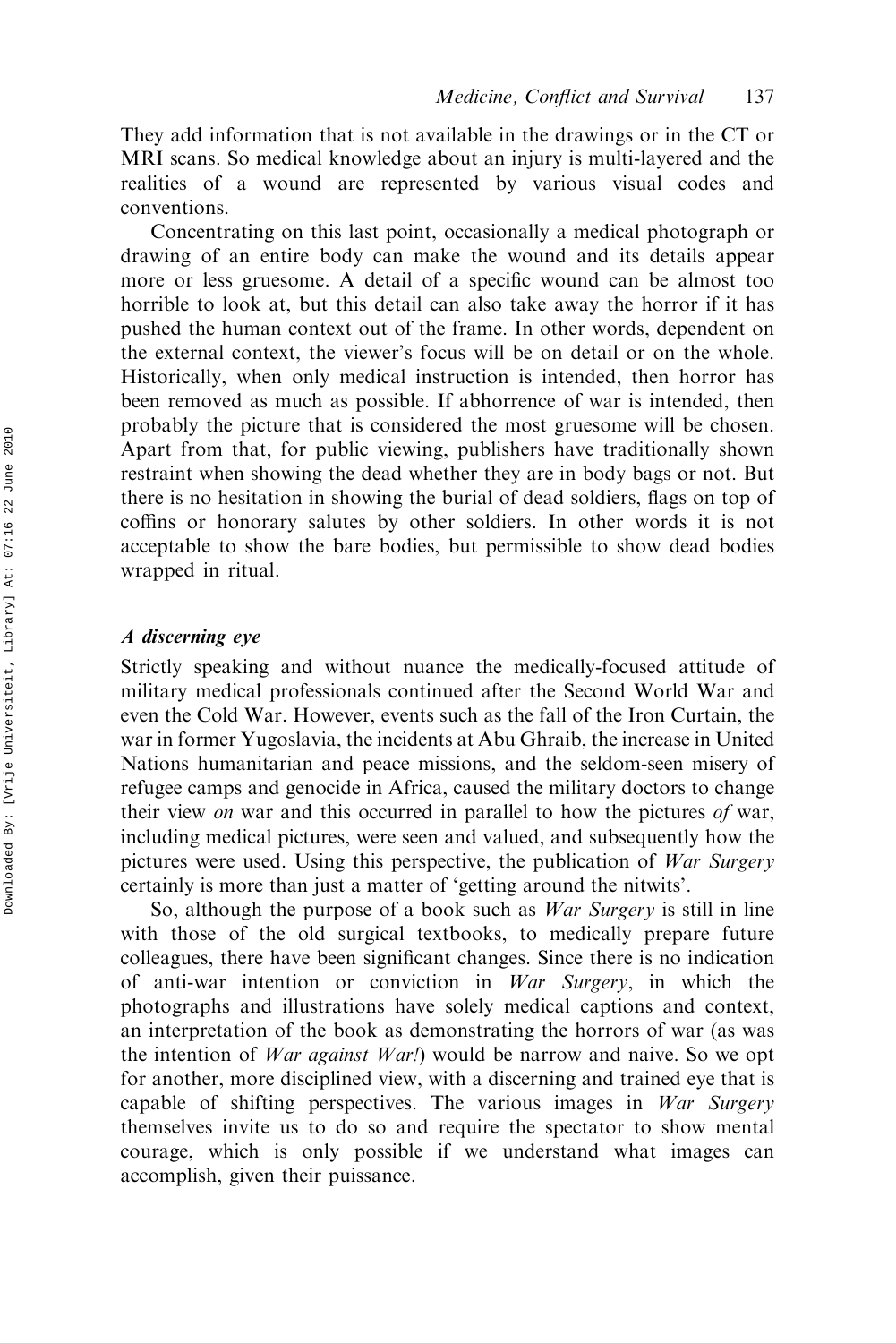They add information that is not available in the drawings or in the CT or MRI scans. So medical knowledge about an injury is multi-layered and the realities of a wound are represented by various visual codes and conventions.

Concentrating on this last point, occasionally a medical photograph or drawing of an entire body can make the wound and its details appear more or less gruesome. A detail of a specific wound can be almost too horrible to look at, but this detail can also take away the horror if it has pushed the human context out of the frame. In other words, dependent on the external context, the viewer's focus will be on detail or on the whole. Historically, when only medical instruction is intended, then horror has been removed as much as possible. If abhorrence of war is intended, then probably the picture that is considered the most gruesome will be chosen. Apart from that, for public viewing, publishers have traditionally shown restraint when showing the dead whether they are in body bags or not. But there is no hesitation in showing the burial of dead soldiers, flags on top of coffins or honorary salutes by other soldiers. In other words it is not acceptable to show the bare bodies, but permissible to show dead bodies wrapped in ritual.

### *A discerning eye*

Strictly speaking and without nuance the medically-focused attitude of military medical professionals continued after the Second World War and even the Cold War. However, events such as the fall of the Iron Curtain, the war in former Yugoslavia, the incidents at Abu Ghraib, the increase in United Nations humanitarian and peace missions, and the seldom-seen misery of refugee camps and genocide in Africa, caused the military doctors to change their view *on* war and this occurred in parallel to how the pictures *of* war, including medical pictures, were seen and valued, and subsequently how the pictures were used. Using this perspective, the publication of *War Surgery* certainly is more than just a matter of 'getting around the nitwits'.

So, although the purpose of a book such as *War Surgery* is still in line with those of the old surgical textbooks, to medically prepare future colleagues, there have been significant changes. Since there is no indication of anti-war intention or conviction in *War Surgery*, in which the photographs and illustrations have solely medical captions and context, an interpretation of the book as demonstrating the horrors of war (as was the intention of *War against War!*) would be narrow and naive. So we opt for another, more disciplined view, with a discerning and trained eye that is capable of shifting perspectives. The various images in *War Surgery* themselves invite us to do so and require the spectator to show mental courage, which is only possible if we understand what images can accomplish, given their puissance.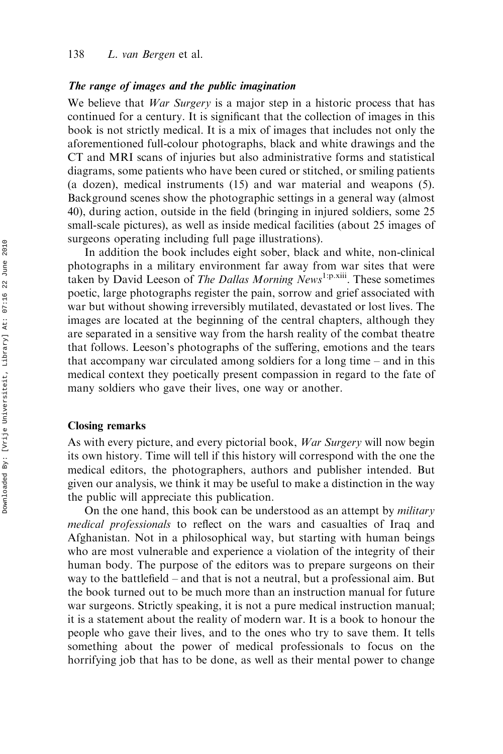### *The range of images and the public imagination*

We believe that *War Surgery* is a major step in a historic process that has continued for a century. It is significant that the collection of images in this book is not strictly medical. It is a mix of images that includes not only the aforementioned full-colour photographs, black and white drawings and the CT and MRI scans of injuries but also administrative forms and statistical diagrams, some patients who have been cured or stitched, or smiling patients (a dozen), medical instruments (15) and war material and weapons (5). Background scenes show the photographic settings in a general way (almost 40), during action, outside in the field (bringing in injured soldiers, some 25 small-scale pictures), as well as inside medical facilities (about 25 images of surgeons operating including full page illustrations).

In addition the book includes eight sober, black and white, non-clinical photographs in a military environment far away from war sites that were taken by David Leeson of *The Dallas Morning News*[1:p.xiii]. These sometimes poetic, large photographs register the pain, sorrow and grief associated with war but without showing irreversibly mutilated, devastated or lost lives. The images are located at the beginning of the central chapters, although they are separated in a sensitive way from the harsh reality of the combat theatre that follows. Leeson's photographs of the suffering, emotions and the tears that accompany war circulated among soldiers for a long time – and in this medical context they poetically present compassion in regard to the fate of many soldiers who gave their lives, one way or another.

## Closing remarks

As with every picture, and every pictorial book, *War Surgery* will now begin its own history. Time will tell if this history will correspond with the one the medical editors, the photographers, authors and publisher intended. But given our analysis, we think it may be useful to make a distinction in the way the public will appreciate this publication.

On the one hand, this book can be understood as an attempt by *military medical professionals* to reflect on the wars and casualties of Iraq and Afghanistan. Not in a philosophical way, but starting with human beings who are most vulnerable and experience a violation of the integrity of their human body. The purpose of the editors was to prepare surgeons on their way to the battlefield – and that is not a neutral, but a professional aim. But the book turned out to be much more than an instruction manual for future war surgeons. Strictly speaking, it is not a pure medical instruction manual; it is a statement about the reality of modern war. It is a book to honour the people who gave their lives, and to the ones who try to save them. It tells something about the power of medical professionals to focus on the horrifying job that has to be done, as well as their mental power to change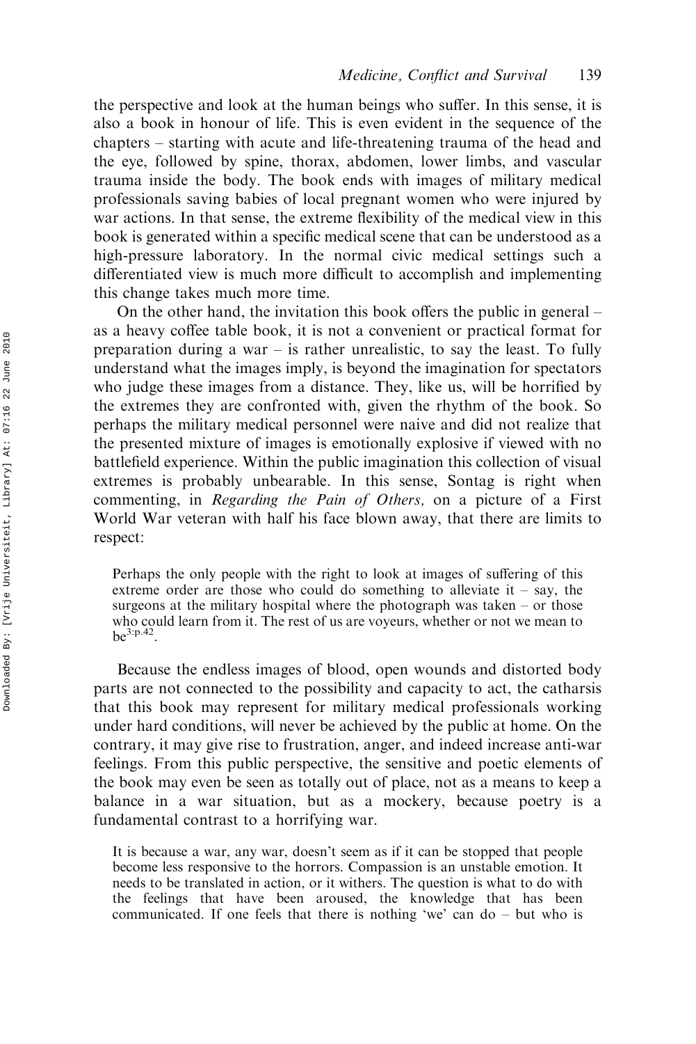the perspective and look at the human beings who suffer. In this sense, it is also a book in honour of life. This is even evident in the sequence of the chapters – starting with acute and life-threatening trauma of the head and the eye, followed by spine, thorax, abdomen, lower limbs, and vascular trauma inside the body. The book ends with images of military medical professionals saving babies of local pregnant women who were injured by war actions. In that sense, the extreme flexibility of the medical view in this book is generated within a specific medical scene that can be understood as a high-pressure laboratory. In the normal civic medical settings such a differentiated view is much more difficult to accomplish and implementing this change takes much more time.

On the other hand, the invitation this book offers the public in general – as a heavy coffee table book, it is not a convenient or practical format for preparation during a war – is rather unrealistic, to say the least. To fully understand what the images imply, is beyond the imagination for spectators who judge these images from a distance. They, like us, will be horrified by the extremes they are confronted with, given the rhythm of the book. So perhaps the military medical personnel were naive and did not realize that the presented mixture of images is emotionally explosive if viewed with no battlefield experience. Within the public imagination this collection of visual extremes is probably unbearable. In this sense, Sontag is right when commenting, in *Regarding the Pain of Others,* on a picture of a First World War veteran with half his face blown away, that there are limits to respect:

> Perhaps the only people with the right to look at images of suffering of this extreme order are those who could do something to alleviate it – say, the surgeons at the military hospital where the photograph was taken – or those who could learn from it. The rest of us are voyeurs, whether or not we mean to be[3:p.42].

Because the endless images of blood, open wounds and distorted body parts are not connected to the possibility and capacity to act, the catharsis that this book may represent for military medical professionals working under hard conditions, will never be achieved by the public at home. On the contrary, it may give rise to frustration, anger, and indeed increase anti-war feelings. From this public perspective, the sensitive and poetic elements of the book may even be seen as totally out of place, not as a means to keep a balance in a war situation, but as a mockery, because poetry is a fundamental contrast to a horrifying war.

> It is because a war, any war, doesn't seem as if it can be stopped that people become less responsive to the horrors. Compassion is an unstable emotion. It needs to be translated in action, or it withers. The question is what to do with the feelings that have been aroused, the knowledge that has been communicated. If one feels that there is nothing 'we' can do – but who is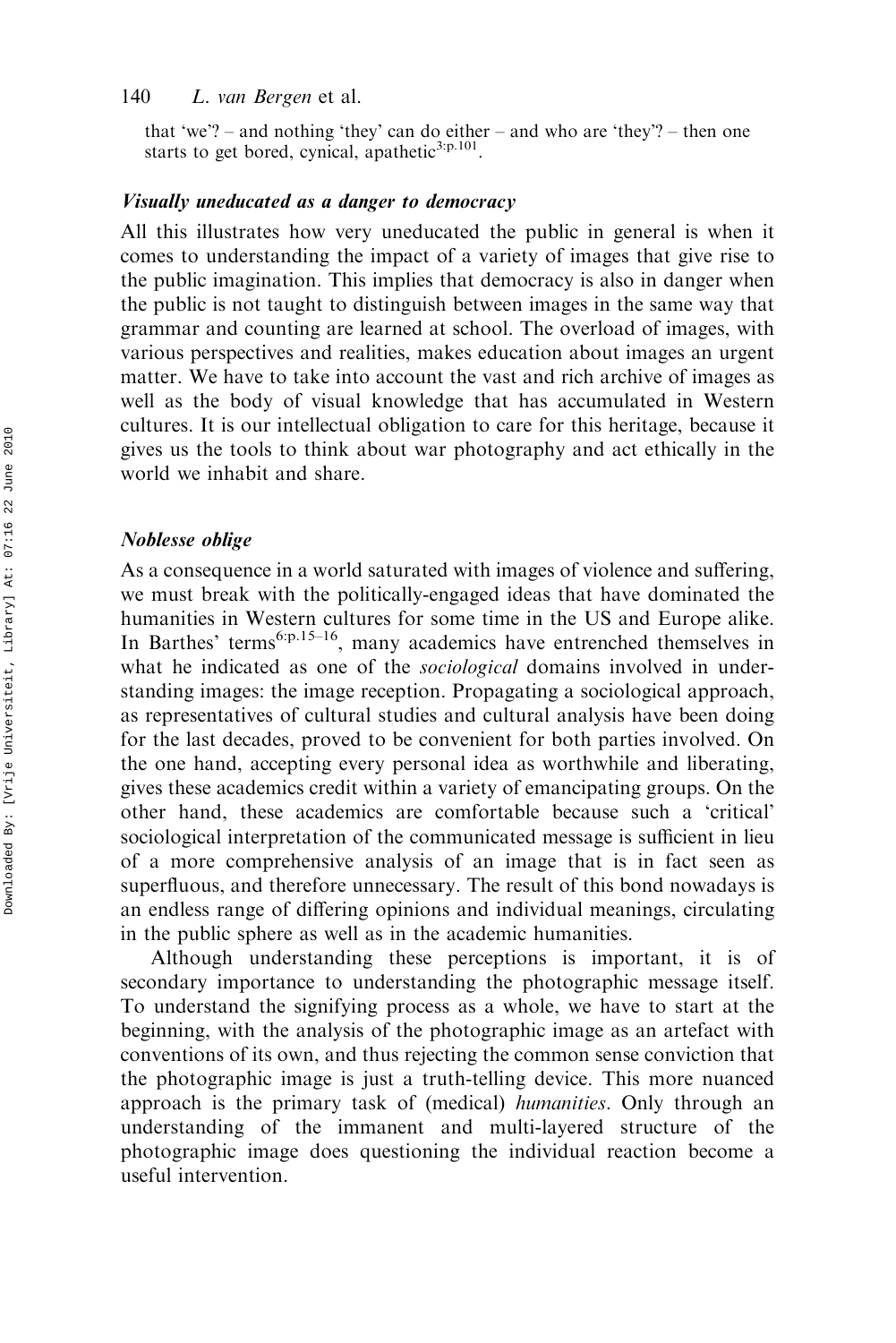that 'we'? – and nothing 'they' can do either – and who are 'they'? – then one starts to get bored, cynical, apathetic[3:p.101].

### *Visually uneducated as a danger to democracy*

All this illustrates how very uneducated the public in general is when it comes to understanding the impact of a variety of images that give rise to the public imagination. This implies that democracy is also in danger when the public is not taught to distinguish between images in the same way that grammar and counting are learned at school. The overload of images, with various perspectives and realities, makes education about images an urgent matter. We have to take into account the vast and rich archive of images as well as the body of visual knowledge that has accumulated in Western cultures. It is our intellectual obligation to care for this heritage, because it gives us the tools to think about war photography and act ethically in the world we inhabit and share.

### *Noblesse oblige*

As a consequence in a world saturated with images of violence and suffering, we must break with the politically-engaged ideas that have dominated the humanities in Western cultures for some time in the US and Europe alike. In Barthes' terms[6:p.15–16], many academics have entrenched themselves in what he indicated as one of the *sociological* domains involved in understanding images: the image reception. Propagating a sociological approach, as representatives of cultural studies and cultural analysis have been doing for the last decades, proved to be convenient for both parties involved. On the one hand, accepting every personal idea as worthwhile and liberating, gives these academics credit within a variety of emancipating groups. On the other hand, these academics are comfortable because such a 'critical' sociological interpretation of the communicated message is sufficient in lieu of a more comprehensive analysis of an image that is in fact seen as superfluous, and therefore unnecessary. The result of this bond nowadays is an endless range of differing opinions and individual meanings, circulating in the public sphere as well as in the academic humanities.

Although understanding these perceptions is important, it is of secondary importance to understanding the photographic message itself. To understand the signifying process as a whole, we have to start at the beginning, with the analysis of the photographic image as an artefact with conventions of its own, and thus rejecting the common sense conviction that the photographic image is just a truth-telling device. This more nuanced approach is the primary task of (medical) *humanities*. Only through an understanding of the immanent and multi-layered structure of the photographic image does questioning the individual reaction become a useful intervention.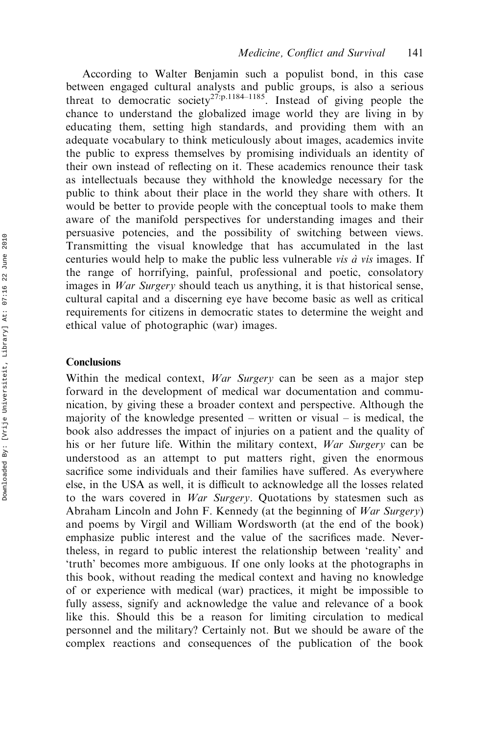According to Walter Benjamin such a populist bond, in this case between engaged cultural analysts and public groups, is also a serious threat to democratic society[27:p.1184–1185]. Instead of giving people the chance to understand the globalized image world they are living in by educating them, setting high standards, and providing them with an adequate vocabulary to think meticulously about images, academics invite the public to express themselves by promising individuals an identity of their own instead of reflecting on it. These academics renounce their task as intellectuals because they withhold the knowledge necessary for the public to think about their place in the world they share with others. It would be better to provide people with the conceptual tools to make them aware of the manifold perspectives for understanding images and their persuasive potencies, and the possibility of switching between views. Transmitting the visual knowledge that has accumulated in the last centuries would help to make the public less vulnerable *vis à vis* images. If the range of horrifying, painful, professional and poetic, consolatory images in *War Surgery* should teach us anything, it is that historical sense, cultural capital and a discerning eye have become basic as well as critical requirements for citizens in democratic states to determine the weight and ethical value of photographic (war) images.

## Conclusions

Within the medical context, *War Surgery* can be seen as a major step forward in the development of medical war documentation and communication, by giving these a broader context and perspective. Although the majority of the knowledge presented – written or visual – is medical, the book also addresses the impact of injuries on a patient and the quality of his or her future life. Within the military context, *War Surgery* can be understood as an attempt to put matters right, given the enormous sacrifice some individuals and their families have suffered. As everywhere else, in the USA as well, it is difficult to acknowledge all the losses related to the wars covered in *War Surgery*. Quotations by statesmen such as Abraham Lincoln and John F. Kennedy (at the beginning of *War Surgery*) and poems by Virgil and William Wordsworth (at the end of the book) emphasize public interest and the value of the sacrifices made. Nevertheless, in regard to public interest the relationship between 'reality' and 'truth' becomes more ambiguous. If one only looks at the photographs in this book, without reading the medical context and having no knowledge of or experience with medical (war) practices, it might be impossible to fully assess, signify and acknowledge the value and relevance of a book like this. Should this be a reason for limiting circulation to medical personnel and the military? Certainly not. But we should be aware of the complex reactions and consequences of the publication of the book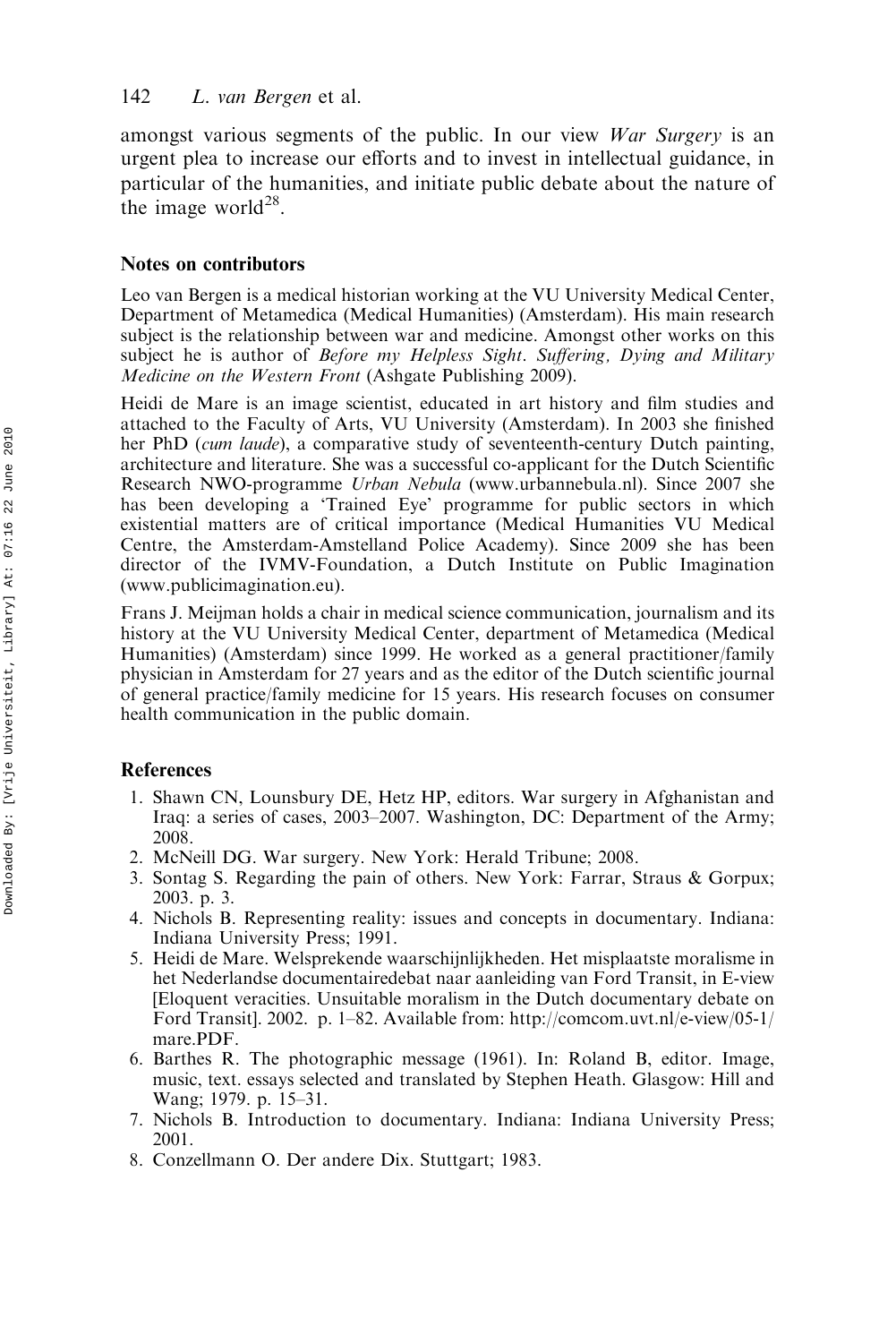amongst various segments of the public. In our view *War Surgery* is an urgent plea to increase our efforts and to invest in intellectual guidance, in particular of the humanities, and initiate public debate about the nature of the image world[28].

## Notes on contributors

Leo van Bergen is a medical historian working at the VU University Medical Center, Department of Metamedica (Medical Humanities) (Amsterdam). His main research subject is the relationship between war and medicine. Amongst other works on this subject he is author of *Before my Helpless Sight. Suffering, Dying and Military Medicine on the Western Front* (Ashgate Publishing 2009).

Heidi de Mare is an image scientist, educated in art history and film studies and attached to the Faculty of Arts, VU University (Amsterdam). In 2003 she finished her PhD (*cum laude*), a comparative study of seventeenth-century Dutch painting, architecture and literature. She was a successful co-applicant for the Dutch Scientific Research NWO-programme *Urban Nebula* (www.urbannebula.nl). Since 2007 she has been developing a 'Trained Eye' programme for public sectors in which existential matters are of critical importance (Medical Humanities VU Medical Centre, the Amsterdam-Amstelland Police Academy). Since 2009 she has been director of the IVMV-Foundation, a Dutch Institute on Public Imagination (www.publicimagination.eu).

Frans J. Meijman holds a chair in medical science communication, journalism and its history at the VU University Medical Center, department of Metamedica (Medical Humanities) (Amsterdam) since 1999. He worked as a general practitioner/family physician in Amsterdam for 27 years and as the editor of the Dutch scientific journal of general practice/family medicine for 15 years. His research focuses on consumer health communication in the public domain.

## References

1. Shawn CN, Lounsbury DE, Hetz HP, editors. War surgery in Afghanistan and Iraq: a series of cases, 2003–2007. Washington, DC: Department of the Army; 2008.
2. McNeill DG. War surgery. New York: Herald Tribune; 2008.
3. Sontag S. Regarding the pain of others. New York: Farrar, Straus & Gorpux; 2003. p. 3.
4. Nichols B. Representing reality: issues and concepts in documentary. Indiana: Indiana University Press; 1991.
5. Heidi de Mare. Welsprekende waarschijnlijkheden. Het misplaatste moralisme in het Nederlandse documentairedebat naar aanleiding van Ford Transit, in E-view [Eloquent veracities. Unsuitable moralism in the Dutch documentary debate on Ford Transit]. 2002. p. 1–82. Available from: http://comcom.uvt.nl/e-view/05-1/mare.PDF.
6. Barthes R. The photographic message (1961). In: Roland B, editor. Image, music, text. essays selected and translated by Stephen Heath. Glasgow: Hill and Wang; 1979. p. 15–31.
7. Nichols B. Introduction to documentary. Indiana: Indiana University Press; 2001.
8. Conzellmann O. Der andere Dix. Stuttgart; 1983.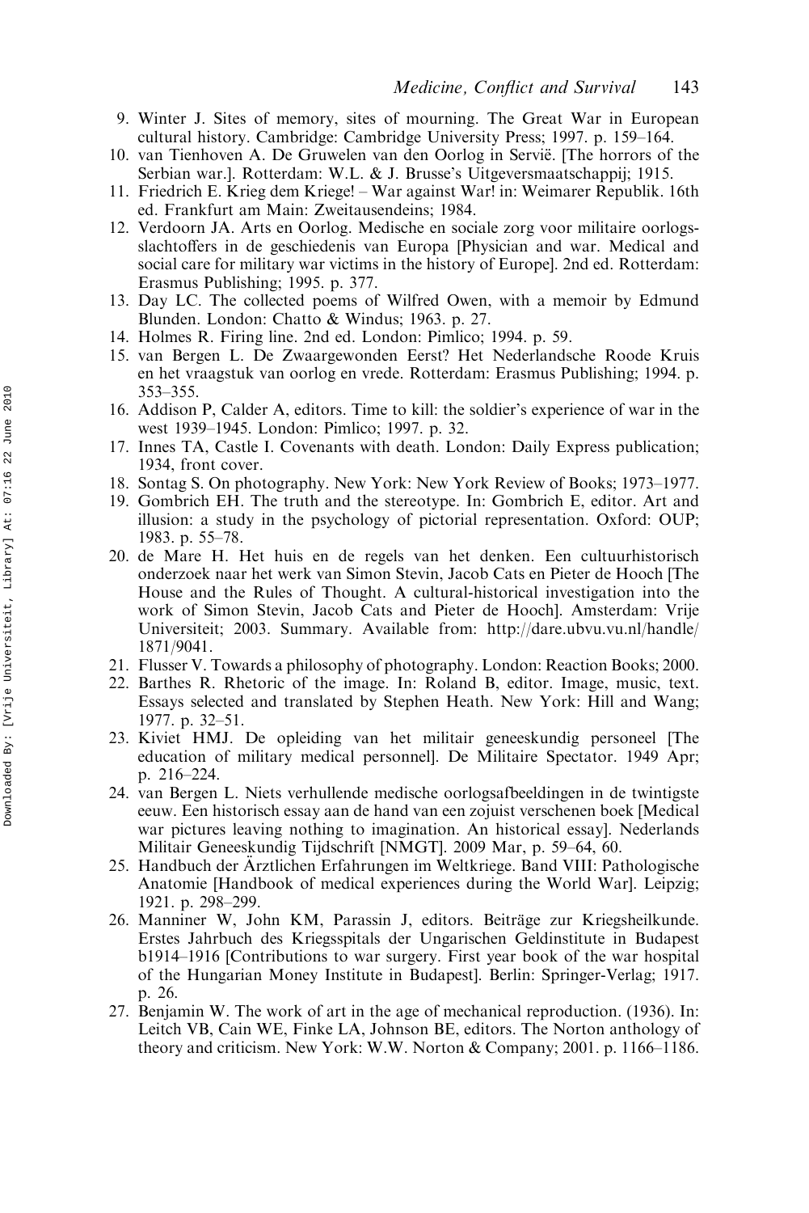9. Winter J. Sites of memory, sites of mourning. The Great War in European cultural history. Cambridge: Cambridge University Press; 1997. p. 159–164.
10. van Tienhoven A. De Gruwelen van den Oorlog in Servië. [The horrors of the Serbian war.]. Rotterdam: W.L. & J. Brusse's Uitgeversmaatschappij; 1915.
11. Friedrich E. Krieg dem Kriege! – War against War! in: Weimarer Republik. 16th ed. Frankfurt am Main: Zweitausendeins; 1984.
12. Verdoorn JA. Arts en Oorlog. Medische en sociale zorg voor militaire oorlogsslachtoffers in de geschiedenis van Europa [Physician and war. Medical and social care for military war victims in the history of Europe]. 2nd ed. Rotterdam: Erasmus Publishing; 1995. p. 377.
13. Day LC. The collected poems of Wilfred Owen, with a memoir by Edmund Blunden. London: Chatto & Windus; 1963. p. 27.
14. Holmes R. Firing line. 2nd ed. London: Pimlico; 1994. p. 59.
15. van Bergen L. De Zwaargewonden Eerst? Het Nederlandsche Roode Kruis en het vraagstuk van oorlog en vrede. Rotterdam: Erasmus Publishing; 1994. p. 353–355.
16. Addison P, Calder A, editors. Time to kill: the soldier's experience of war in the west 1939–1945. London: Pimlico; 1997. p. 32.
17. Innes TA, Castle I. Covenants with death. London: Daily Express publication; 1934, front cover.
18. Sontag S. On photography. New York: New York Review of Books; 1973–1977.
19. Gombrich EH. The truth and the stereotype. In: Gombrich E, editor. Art and illusion: a study in the psychology of pictorial representation. Oxford: OUP; 1983. p. 55–78.
20. de Mare H. Het huis en de regels van het denken. Een cultuurhistorisch onderzoek naar het werk van Simon Stevin, Jacob Cats en Pieter de Hooch [The House and the Rules of Thought. A cultural-historical investigation into the work of Simon Stevin, Jacob Cats and Pieter de Hooch]. Amsterdam: Vrije Universiteit; 2003. Summary. Available from: http://dare.ubvu.vu.nl/handle/1871/9041.
21. Flusser V. Towards a philosophy of photography. London: Reaction Books; 2000.
22. Barthes R. Rhetoric of the image. In: Roland B, editor. Image, music, text. Essays selected and translated by Stephen Heath. New York: Hill and Wang; 1977. p. 32–51.
23. Kiviet HMJ. De opleiding van het militair geneeskundig personeel [The education of military medical personnel]. De Militaire Spectator. 1949 Apr; p. 216–224.
24. van Bergen L. Niets verhullende medische oorlogsafbeeldingen in de twintigste eeuw. Een historisch essay aan de hand van een zojuist verschenen boek [Medical war pictures leaving nothing to imagination. An historical essay]. Nederlands Militair Geneeskundig Tijdschrift [NMGT]. 2009 Mar, p. 59–64, 60.
25. Handbuch der Ärztlichen Erfahrungen im Weltkriege. Band VIII: Pathologische Anatomie [Handbook of medical experiences during the World War]. Leipzig; 1921. p. 298–299.
26. Manniner W, John KM, Parassin J, editors. Beiträge zur Kriegsheilkunde. Erstes Jahrbuch des Kriegsspitals der Ungarischen Geldinstitute in Budapest b1914–1916 [Contributions to war surgery. First year book of the war hospital of the Hungarian Money Institute in Budapest]. Berlin: Springer-Verlag; 1917. p. 26.
27. Benjamin W. The work of art in the age of mechanical reproduction. (1936). In: Leitch VB, Cain WE, Finke LA, Johnson BE, editors. The Norton anthology of theory and criticism. New York: W.W. Norton & Company; 2001. p. 1166–1186.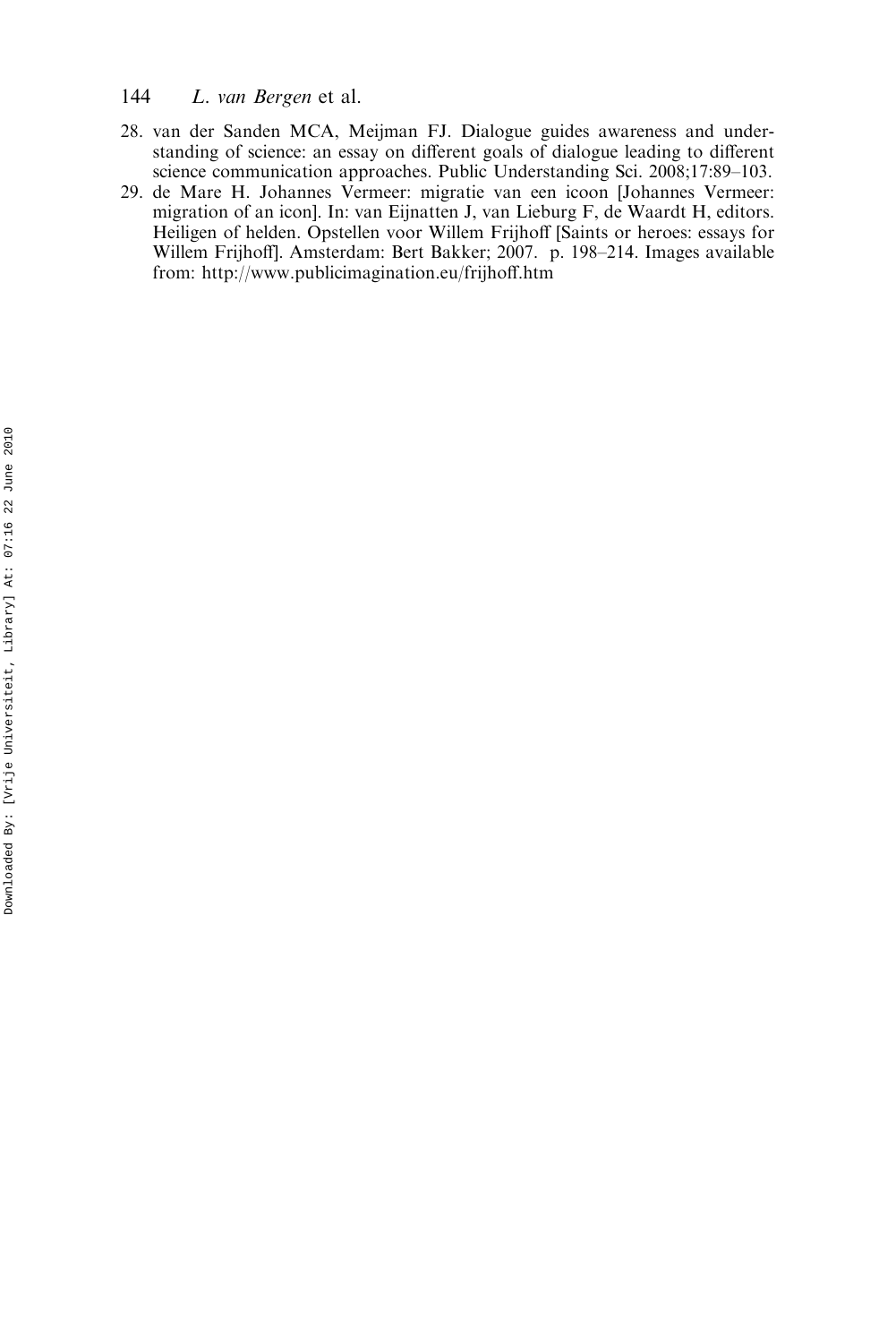28. van der Sanden MCA, Meijman FJ. Dialogue guides awareness and understanding of science: an essay on different goals of dialogue leading to different science communication approaches. Public Understanding Sci. 2008;17:89–103.
29. de Mare H. Johannes Vermeer: migratie van een icoon [Johannes Vermeer: migration of an icon]. In: van Eijnatten J, van Lieburg F, de Waardt H, editors. Heiligen of helden. Opstellen voor Willem Frijhoff [Saints or heroes: essays for Willem Frijhoff]. Amsterdam: Bert Bakker; 2007. p. 198–214. Images available from: http://www.publicimagination.eu/frijhoff.htm